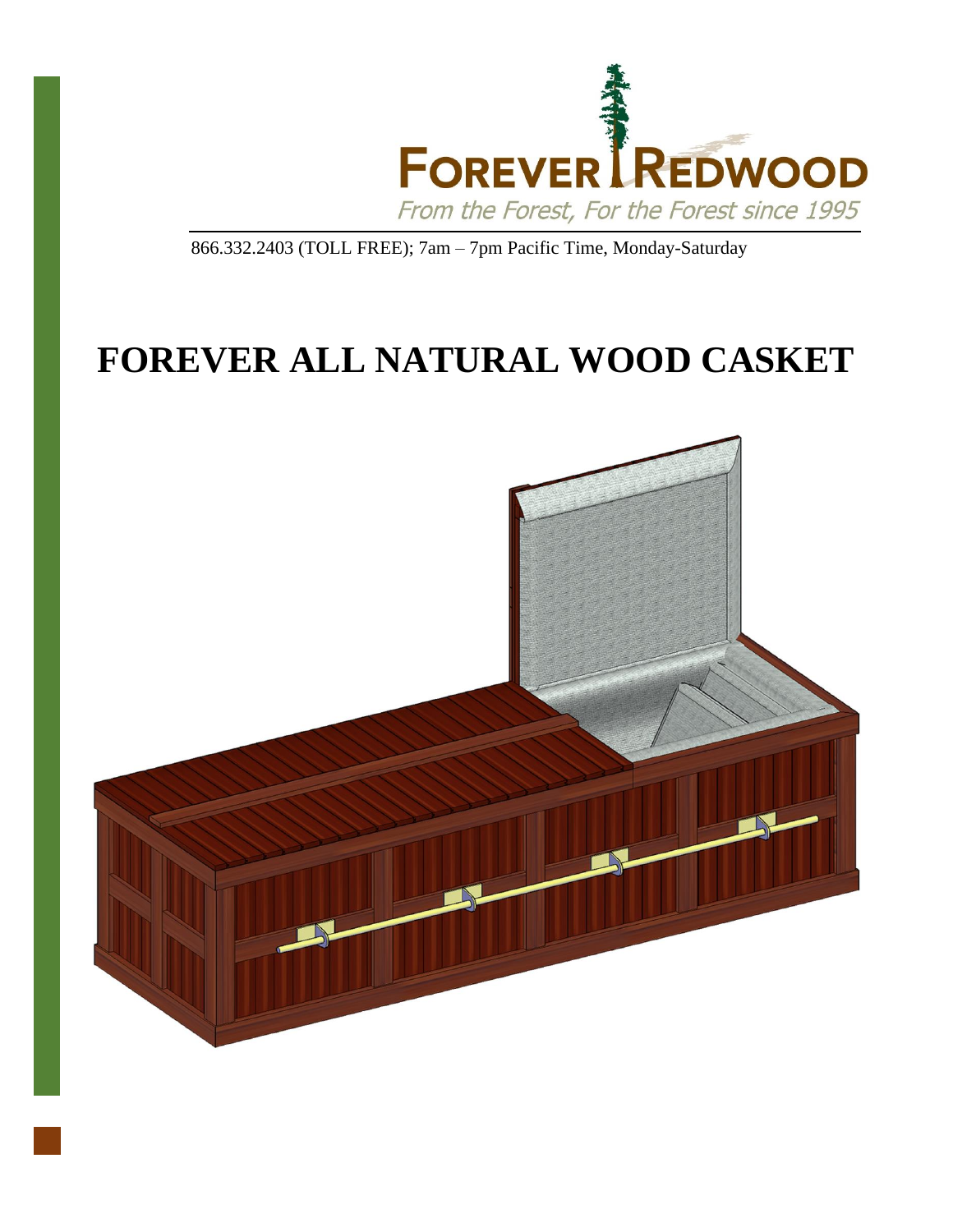FOREVER REDWOOD

*From the Forest, For the Forest since 1995*

866.332.2403 (TOLL FREE); 7am – 7pm Pacific Time, Monday-Saturday

# FOREVER ALL NATURAL WOOD CASKET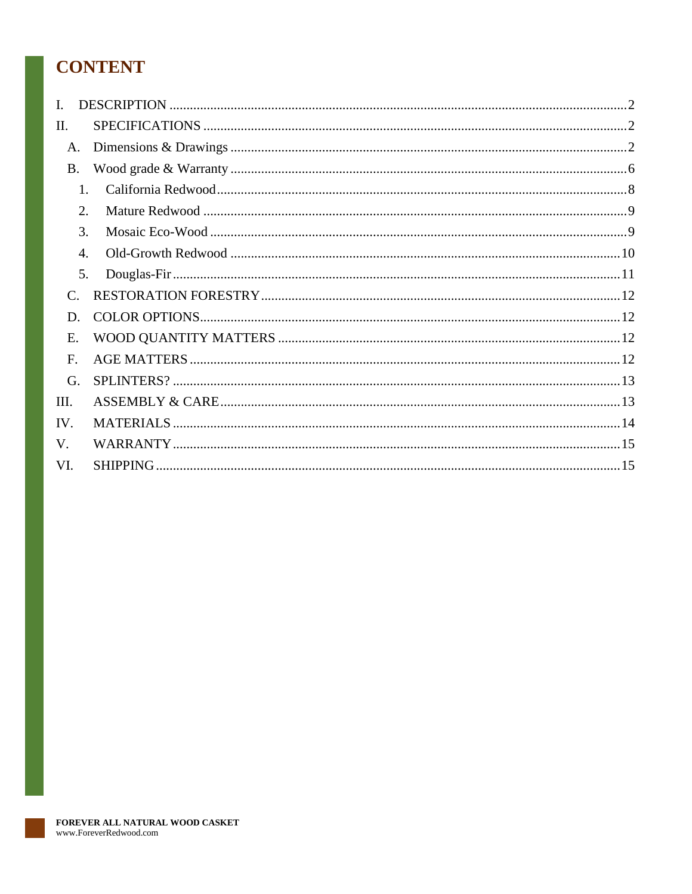# CONTENT

I. DESCRIPTION .......... 2

II. SPECIFICATIONS .......... 2

- A. Dimensions & Drawings .......... 2
- B. Wood grade & Warranty .......... 6
  1. California Redwood .......... 8
  2. Mature Redwood .......... 9
  3. Mosaic Eco-Wood .......... 9
  4. Old-Growth Redwood .......... 10
  5. Douglas-Fir .......... 11
- C. RESTORATION FORESTRY .......... 12
- D. COLOR OPTIONS .......... 12
- E. WOOD QUANTITY MATTERS .......... 12
- F. AGE MATTERS .......... 12
- G. SPLINTERS? .......... 13

III. ASSEMBLY & CARE .......... 13

IV. MATERIALS .......... 14

V. WARRANTY .......... 15

VI. SHIPPING .......... 15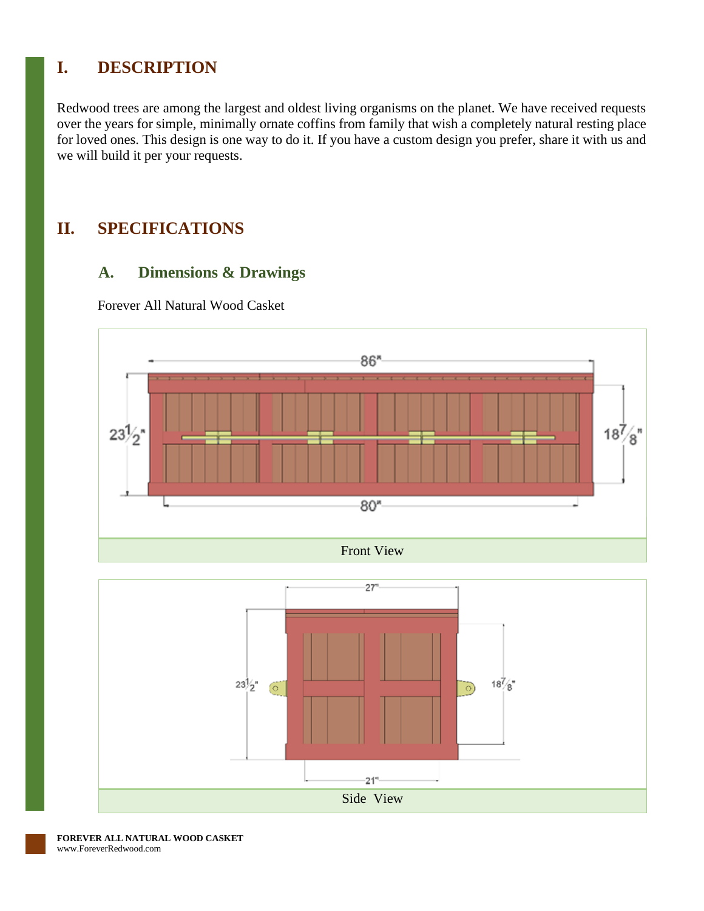# I. DESCRIPTION

Redwood trees are among the largest and oldest living organisms on the planet. We have received requests over the years for simple, minimally ornate coffins from family that wish a completely natural resting place for loved ones. This design is one way to do it. If you have a custom design you prefer, share it with us and we will build it per your requests.

# II. SPECIFICATIONS

## A. Dimensions & Drawings

Forever All Natural Wood Casket

Front View

Side View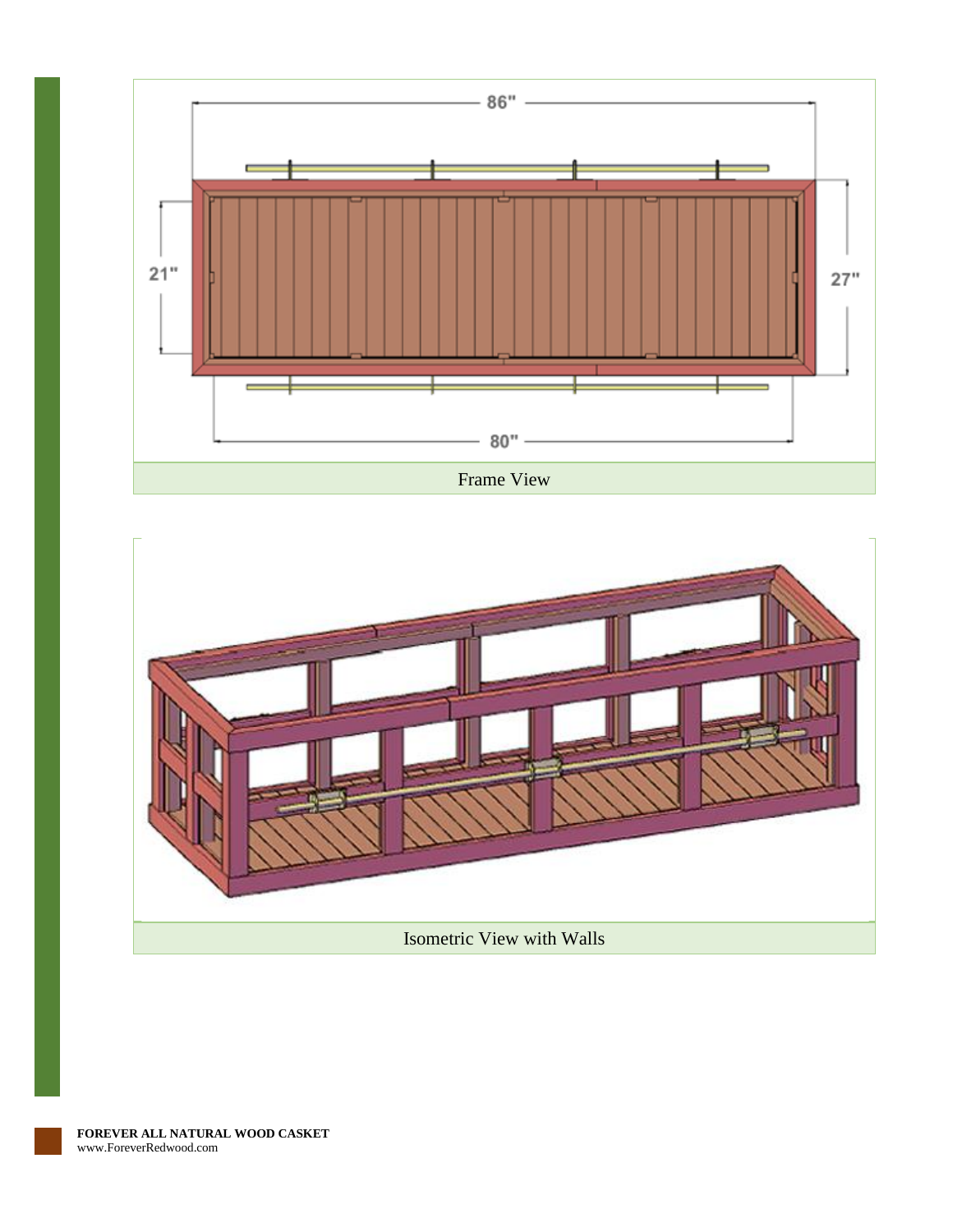Frame View

Isometric View with Walls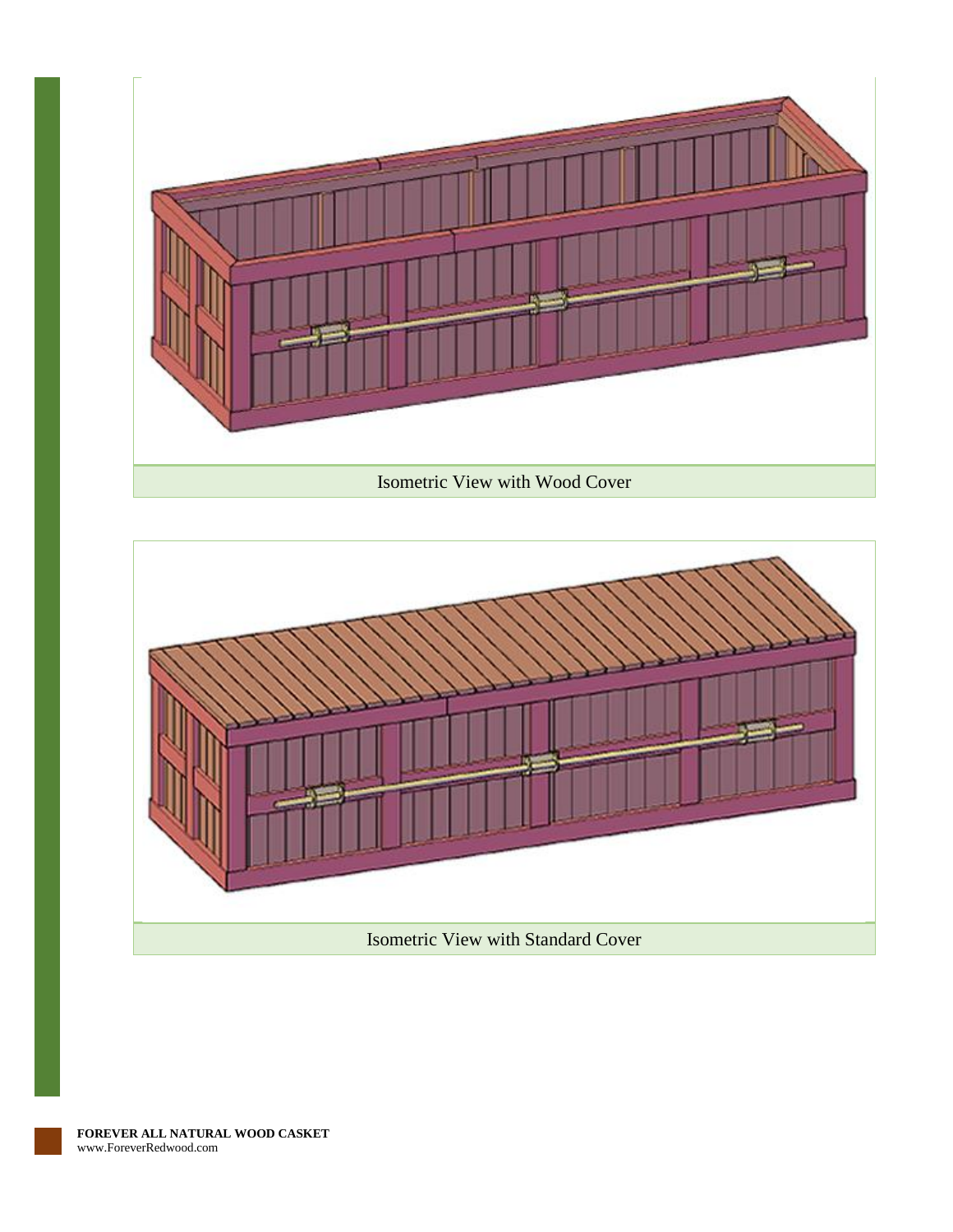Isometric View with Wood Cover

Isometric View with Standard Cover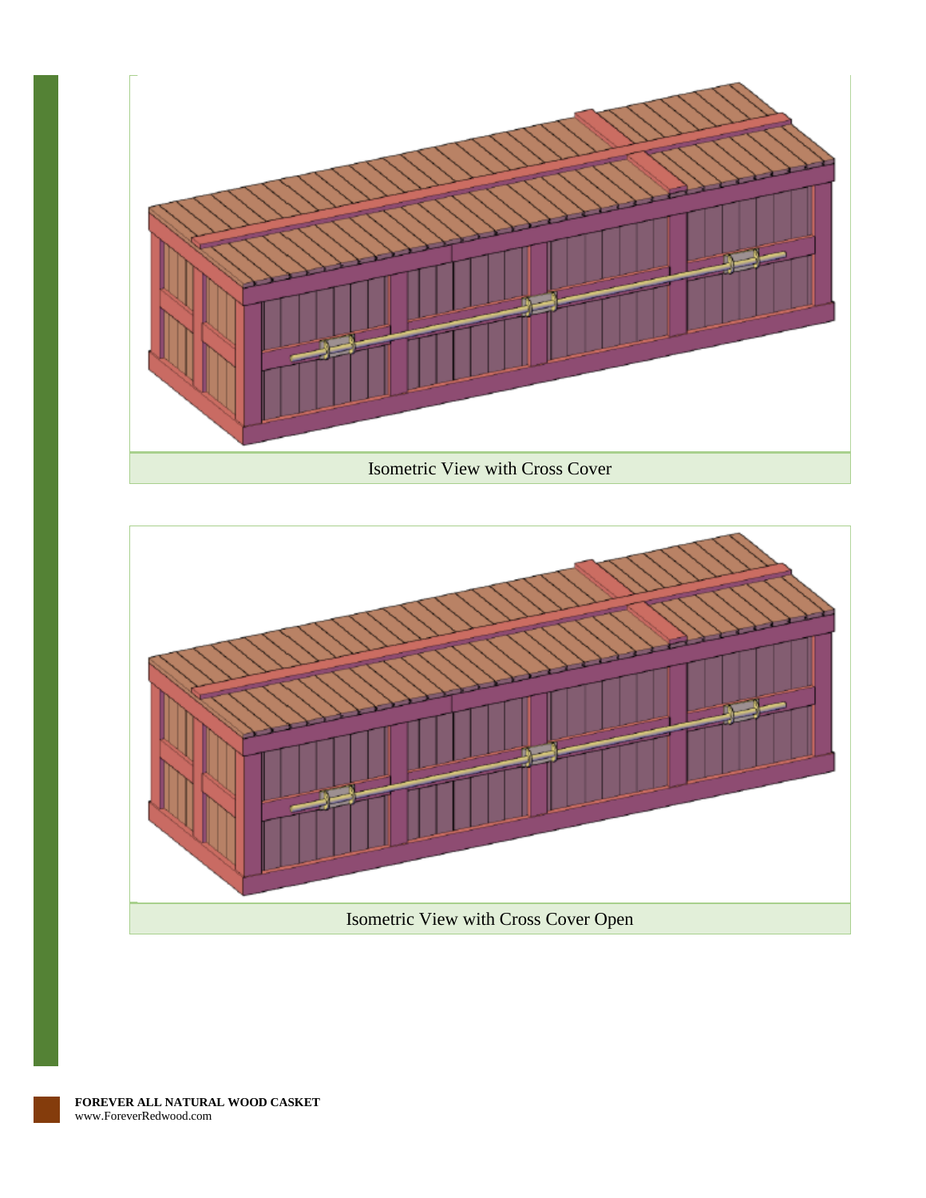Isometric View with Cross Cover

Isometric View with Cross Cover Open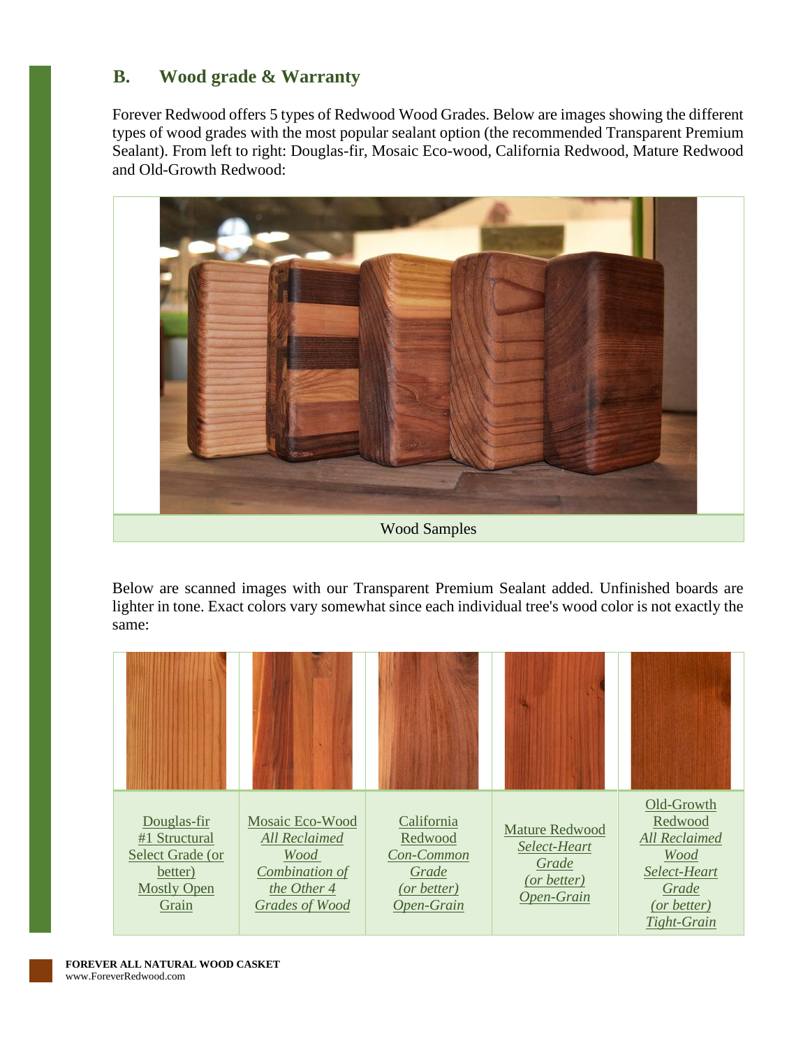## B. Wood grade & Warranty

Forever Redwood offers 5 types of Redwood Wood Grades. Below are images showing the different types of wood grades with the most popular sealant option (the recommended Transparent Premium Sealant). From left to right: Douglas-fir, Mosaic Eco-wood, California Redwood, Mature Redwood and Old-Growth Redwood:

Wood Samples

Below are scanned images with our Transparent Premium Sealant added. Unfinished boards are lighter in tone. Exact colors vary somewhat since each individual tree's wood color is not exactly the same:

| Douglas-fir #1 Structural Select Grade (or better) Mostly Open Grain | Mosaic Eco-Wood *All Reclaimed Wood Combination of the Other 4 Grades of Wood* | California Redwood *Con-Common Grade (or better) Open-Grain* | Mature Redwood *Select-Heart Grade (or better) Open-Grain* | Old-Growth Redwood *All Reclaimed Wood Select-Heart Grade (or better) Tight-Grain* |
|---|---|---|---|---|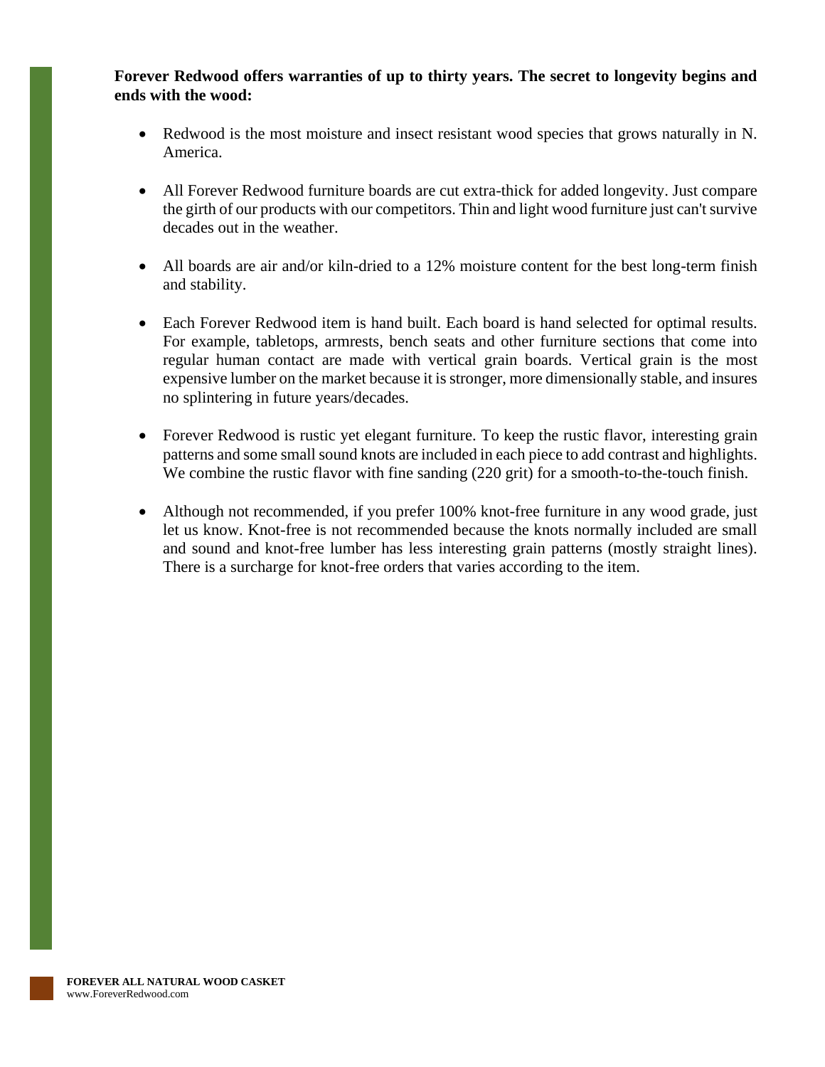**Forever Redwood offers warranties of up to thirty years. The secret to longevity begins and ends with the wood:**

- Redwood is the most moisture and insect resistant wood species that grows naturally in N. America.

- All Forever Redwood furniture boards are cut extra-thick for added longevity. Just compare the girth of our products with our competitors. Thin and light wood furniture just can't survive decades out in the weather.

- All boards are air and/or kiln-dried to a 12% moisture content for the best long-term finish and stability.

- Each Forever Redwood item is hand built. Each board is hand selected for optimal results. For example, tabletops, armrests, bench seats and other furniture sections that come into regular human contact are made with vertical grain boards. Vertical grain is the most expensive lumber on the market because it is stronger, more dimensionally stable, and insures no splintering in future years/decades.

- Forever Redwood is rustic yet elegant furniture. To keep the rustic flavor, interesting grain patterns and some small sound knots are included in each piece to add contrast and highlights. We combine the rustic flavor with fine sanding (220 grit) for a smooth-to-the-touch finish.

- Although not recommended, if you prefer 100% knot-free furniture in any wood grade, just let us know. Knot-free is not recommended because the knots normally included are small and sound and knot-free lumber has less interesting grain patterns (mostly straight lines). There is a surcharge for knot-free orders that varies according to the item.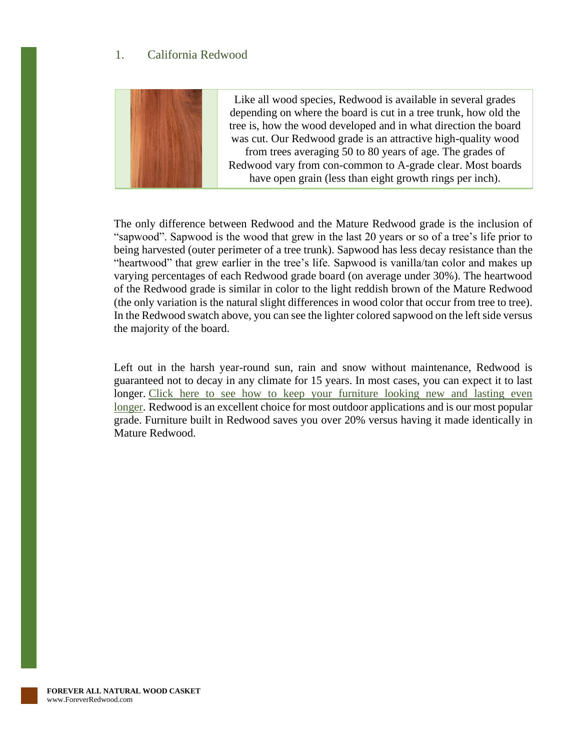## 1. California Redwood

Like all wood species, Redwood is available in several grades depending on where the board is cut in a tree trunk, how old the tree is, how the wood developed and in what direction the board was cut. Our Redwood grade is an attractive high-quality wood from trees averaging 50 to 80 years of age. The grades of Redwood vary from con-common to A-grade clear. Most boards have open grain (less than eight growth rings per inch).

The only difference between Redwood and the Mature Redwood grade is the inclusion of "sapwood". Sapwood is the wood that grew in the last 20 years or so of a tree's life prior to being harvested (outer perimeter of a tree trunk). Sapwood has less decay resistance than the "heartwood" that grew earlier in the tree's life. Sapwood is vanilla/tan color and makes up varying percentages of each Redwood grade board (on average under 30%). The heartwood of the Redwood grade is similar in color to the light reddish brown of the Mature Redwood (the only variation is the natural slight differences in wood color that occur from tree to tree). In the Redwood swatch above, you can see the lighter colored sapwood on the left side versus the majority of the board.

Left out in the harsh year-round sun, rain and snow without maintenance, Redwood is guaranteed not to decay in any climate for 15 years. In most cases, you can expect it to last longer. Click here to see how to keep your furniture looking new and lasting even longer. Redwood is an excellent choice for most outdoor applications and is our most popular grade. Furniture built in Redwood saves you over 20% versus having it made identically in Mature Redwood.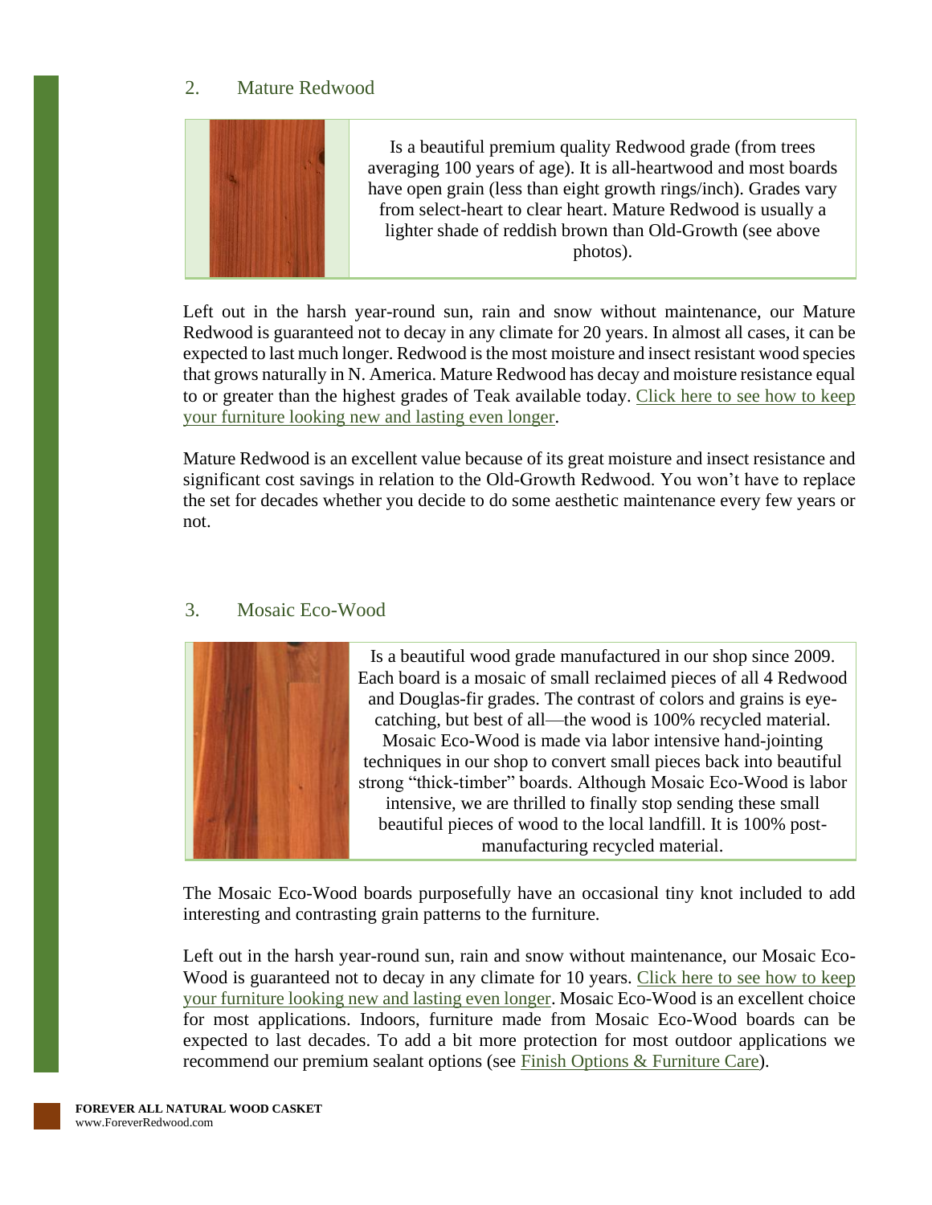## 2. Mature Redwood

Is a beautiful premium quality Redwood grade (from trees averaging 100 years of age). It is all-heartwood and most boards have open grain (less than eight growth rings/inch). Grades vary from select-heart to clear heart. Mature Redwood is usually a lighter shade of reddish brown than Old-Growth (see above photos).

Left out in the harsh year-round sun, rain and snow without maintenance, our Mature Redwood is guaranteed not to decay in any climate for 20 years. In almost all cases, it can be expected to last much longer. Redwood is the most moisture and insect resistant wood species that grows naturally in N. America. Mature Redwood has decay and moisture resistance equal to or greater than the highest grades of Teak available today. Click here to see how to keep your furniture looking new and lasting even longer.

Mature Redwood is an excellent value because of its great moisture and insect resistance and significant cost savings in relation to the Old-Growth Redwood. You won't have to replace the set for decades whether you decide to do some aesthetic maintenance every few years or not.

## 3. Mosaic Eco-Wood

Is a beautiful wood grade manufactured in our shop since 2009. Each board is a mosaic of small reclaimed pieces of all 4 Redwood and Douglas-fir grades. The contrast of colors and grains is eye-catching, but best of all—the wood is 100% recycled material. Mosaic Eco-Wood is made via labor intensive hand-jointing techniques in our shop to convert small pieces back into beautiful strong "thick-timber" boards. Although Mosaic Eco-Wood is labor intensive, we are thrilled to finally stop sending these small beautiful pieces of wood to the local landfill. It is 100% post-manufacturing recycled material.

The Mosaic Eco-Wood boards purposefully have an occasional tiny knot included to add interesting and contrasting grain patterns to the furniture.

Left out in the harsh year-round sun, rain and snow without maintenance, our Mosaic Eco-Wood is guaranteed not to decay in any climate for 10 years. Click here to see how to keep your furniture looking new and lasting even longer. Mosaic Eco-Wood is an excellent choice for most applications. Indoors, furniture made from Mosaic Eco-Wood boards can be expected to last decades. To add a bit more protection for most outdoor applications we recommend our premium sealant options (see Finish Options & Furniture Care).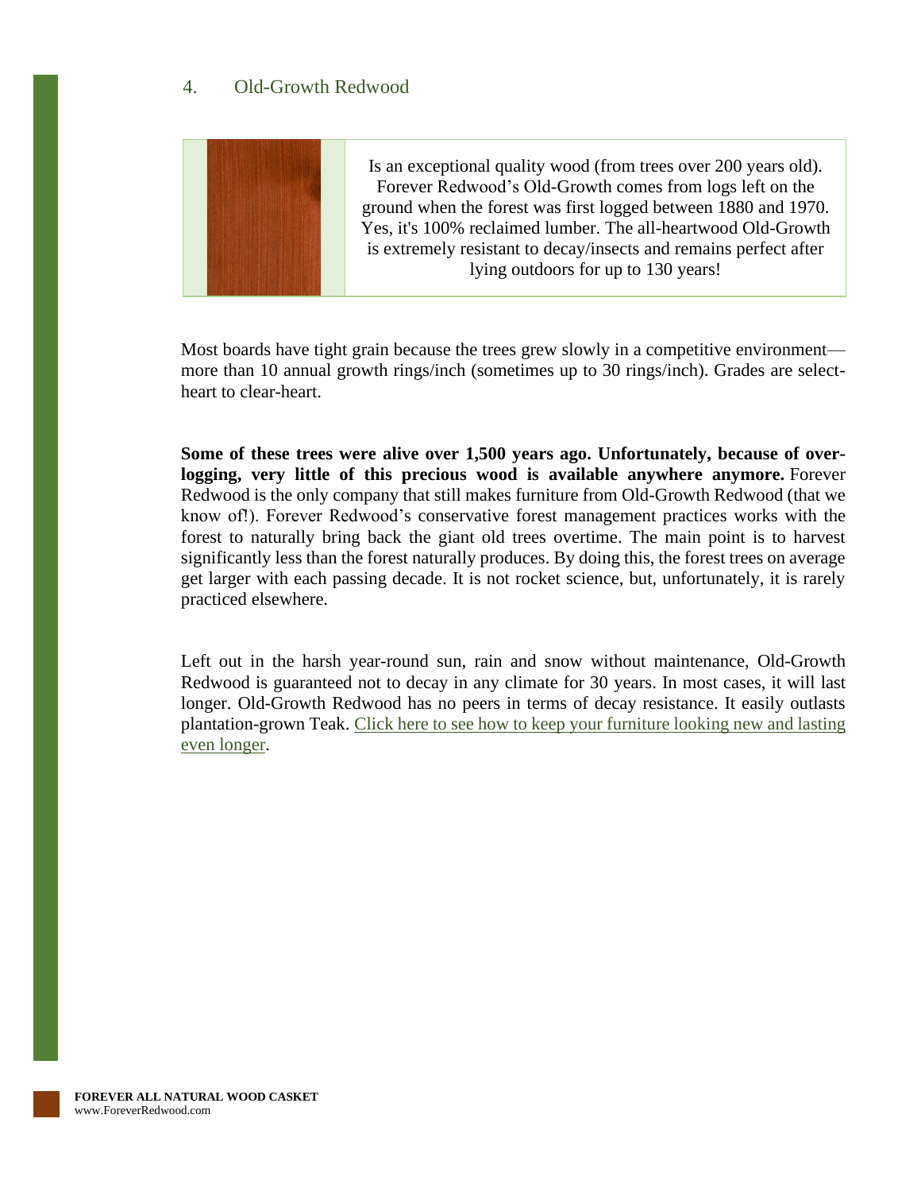## 4. Old-Growth Redwood

Is an exceptional quality wood (from trees over 200 years old). Forever Redwood's Old-Growth comes from logs left on the ground when the forest was first logged between 1880 and 1970. Yes, it's 100% reclaimed lumber. The all-heartwood Old-Growth is extremely resistant to decay/insects and remains perfect after lying outdoors for up to 130 years!

Most boards have tight grain because the trees grew slowly in a competitive environment—more than 10 annual growth rings/inch (sometimes up to 30 rings/inch). Grades are select-heart to clear-heart.

**Some of these trees were alive over 1,500 years ago. Unfortunately, because of over-logging, very little of this precious wood is available anywhere anymore.** Forever Redwood is the only company that still makes furniture from Old-Growth Redwood (that we know of!). Forever Redwood's conservative forest management practices works with the forest to naturally bring back the giant old trees overtime. The main point is to harvest significantly less than the forest naturally produces. By doing this, the forest trees on average get larger with each passing decade. It is not rocket science, but, unfortunately, it is rarely practiced elsewhere.

Left out in the harsh year-round sun, rain and snow without maintenance, Old-Growth Redwood is guaranteed not to decay in any climate for 30 years. In most cases, it will last longer. Old-Growth Redwood has no peers in terms of decay resistance. It easily outlasts plantation-grown Teak. Click here to see how to keep your furniture looking new and lasting even longer.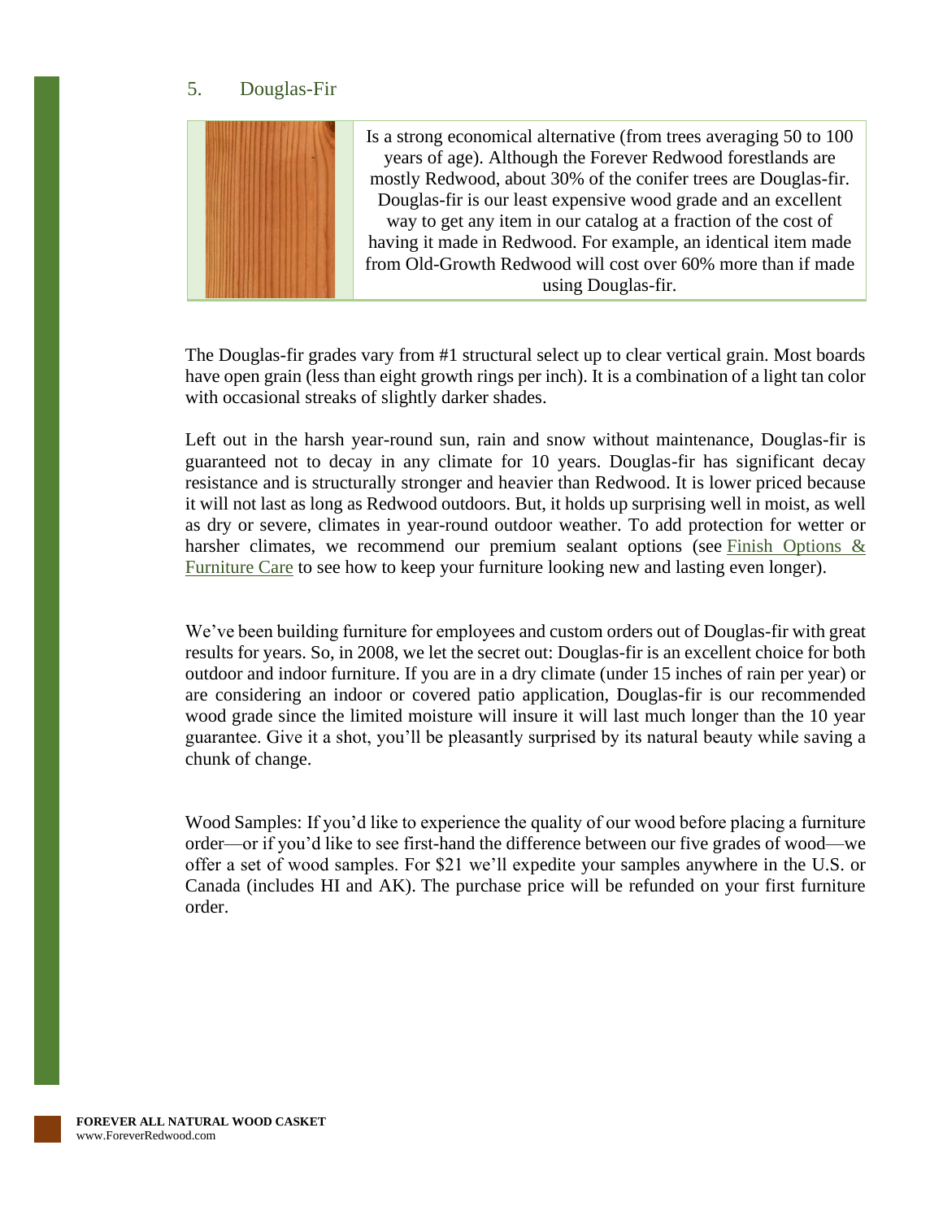## 5. Douglas-Fir

Is a strong economical alternative (from trees averaging 50 to 100 years of age). Although the Forever Redwood forestlands are mostly Redwood, about 30% of the conifer trees are Douglas-fir. Douglas-fir is our least expensive wood grade and an excellent way to get any item in our catalog at a fraction of the cost of having it made in Redwood. For example, an identical item made from Old-Growth Redwood will cost over 60% more than if made using Douglas-fir.

The Douglas-fir grades vary from #1 structural select up to clear vertical grain. Most boards have open grain (less than eight growth rings per inch). It is a combination of a light tan color with occasional streaks of slightly darker shades.

Left out in the harsh year-round sun, rain and snow without maintenance, Douglas-fir is guaranteed not to decay in any climate for 10 years. Douglas-fir has significant decay resistance and is structurally stronger and heavier than Redwood. It is lower priced because it will not last as long as Redwood outdoors. But, it holds up surprising well in moist, as well as dry or severe, climates in year-round outdoor weather. To add protection for wetter or harsher climates, we recommend our premium sealant options (see Finish Options & Furniture Care to see how to keep your furniture looking new and lasting even longer).

We've been building furniture for employees and custom orders out of Douglas-fir with great results for years. So, in 2008, we let the secret out: Douglas-fir is an excellent choice for both outdoor and indoor furniture. If you are in a dry climate (under 15 inches of rain per year) or are considering an indoor or covered patio application, Douglas-fir is our recommended wood grade since the limited moisture will insure it will last much longer than the 10 year guarantee. Give it a shot, you'll be pleasantly surprised by its natural beauty while saving a chunk of change.

Wood Samples: If you'd like to experience the quality of our wood before placing a furniture order—or if you'd like to see first-hand the difference between our five grades of wood—we offer a set of wood samples. For $21 we'll expedite your samples anywhere in the U.S. or Canada (includes HI and AK). The purchase price will be refunded on your first furniture order.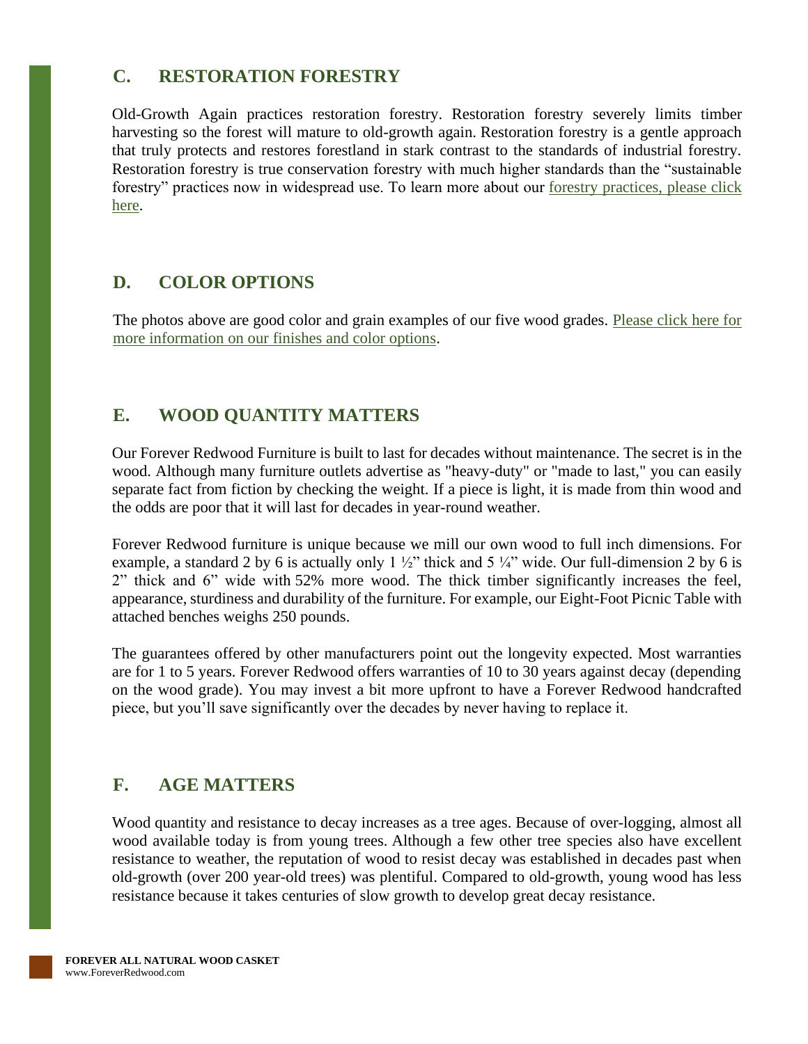## C. RESTORATION FORESTRY

Old-Growth Again practices restoration forestry. Restoration forestry severely limits timber harvesting so the forest will mature to old-growth again. Restoration forestry is a gentle approach that truly protects and restores forestland in stark contrast to the standards of industrial forestry. Restoration forestry is true conservation forestry with much higher standards than the "sustainable forestry" practices now in widespread use. To learn more about our forestry practices, please click here.

## D. COLOR OPTIONS

The photos above are good color and grain examples of our five wood grades. Please click here for more information on our finishes and color options.

## E. WOOD QUANTITY MATTERS

Our Forever Redwood Furniture is built to last for decades without maintenance. The secret is in the wood. Although many furniture outlets advertise as "heavy-duty" or "made to last," you can easily separate fact from fiction by checking the weight. If a piece is light, it is made from thin wood and the odds are poor that it will last for decades in year-round weather.

Forever Redwood furniture is unique because we mill our own wood to full inch dimensions. For example, a standard 2 by 6 is actually only 1 ½" thick and 5 ¼" wide. Our full-dimension 2 by 6 is 2" thick and 6" wide with 52% more wood. The thick timber significantly increases the feel, appearance, sturdiness and durability of the furniture. For example, our Eight-Foot Picnic Table with attached benches weighs 250 pounds.

The guarantees offered by other manufacturers point out the longevity expected. Most warranties are for 1 to 5 years. Forever Redwood offers warranties of 10 to 30 years against decay (depending on the wood grade). You may invest a bit more upfront to have a Forever Redwood handcrafted piece, but you'll save significantly over the decades by never having to replace it.

## F. AGE MATTERS

Wood quantity and resistance to decay increases as a tree ages. Because of over-logging, almost all wood available today is from young trees. Although a few other tree species also have excellent resistance to weather, the reputation of wood to resist decay was established in decades past when old-growth (over 200 year-old trees) was plentiful. Compared to old-growth, young wood has less resistance because it takes centuries of slow growth to develop great decay resistance.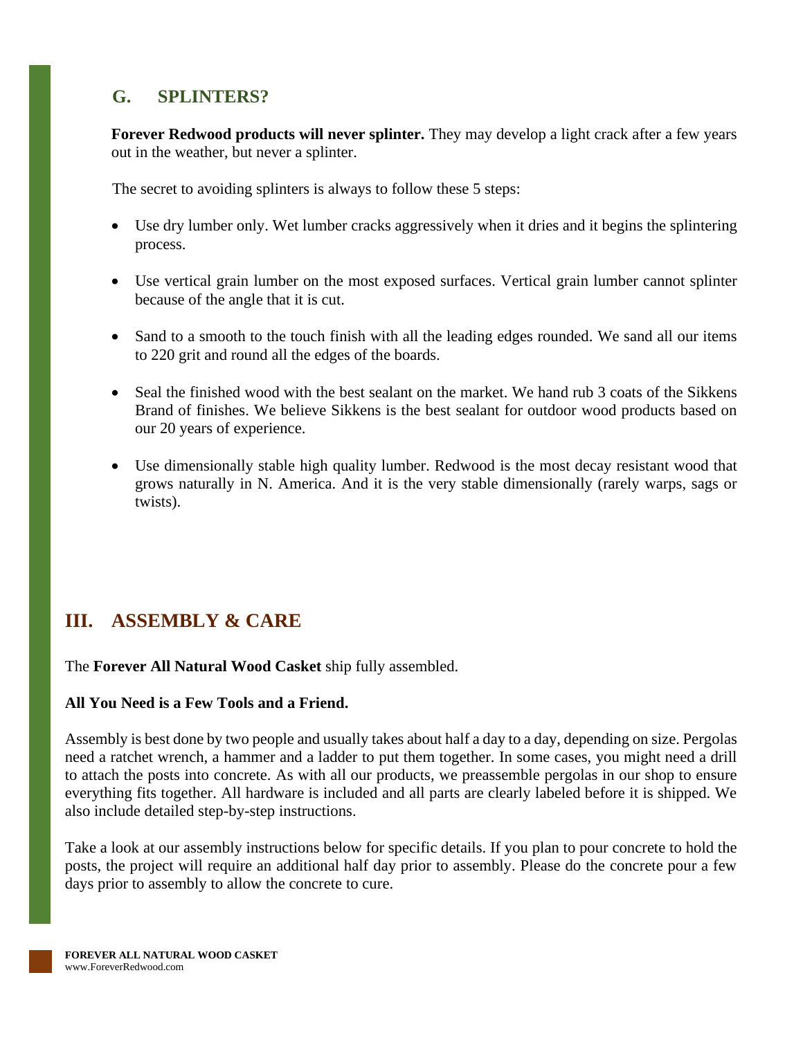## G. SPLINTERS?

**Forever Redwood products will never splinter.** They may develop a light crack after a few years out in the weather, but never a splinter.

The secret to avoiding splinters is always to follow these 5 steps:

- Use dry lumber only. Wet lumber cracks aggressively when it dries and it begins the splintering process.
- Use vertical grain lumber on the most exposed surfaces. Vertical grain lumber cannot splinter because of the angle that it is cut.
- Sand to a smooth to the touch finish with all the leading edges rounded. We sand all our items to 220 grit and round all the edges of the boards.
- Seal the finished wood with the best sealant on the market. We hand rub 3 coats of the Sikkens Brand of finishes. We believe Sikkens is the best sealant for outdoor wood products based on our 20 years of experience.
- Use dimensionally stable high quality lumber. Redwood is the most decay resistant wood that grows naturally in N. America. And it is the very stable dimensionally (rarely warps, sags or twists).

# III. ASSEMBLY & CARE

The **Forever All Natural Wood Casket** ship fully assembled.

**All You Need is a Few Tools and a Friend.**

Assembly is best done by two people and usually takes about half a day to a day, depending on size. Pergolas need a ratchet wrench, a hammer and a ladder to put them together. In some cases, you might need a drill to attach the posts into concrete. As with all our products, we preassemble pergolas in our shop to ensure everything fits together. All hardware is included and all parts are clearly labeled before it is shipped. We also include detailed step-by-step instructions.

Take a look at our assembly instructions below for specific details. If you plan to pour concrete to hold the posts, the project will require an additional half day prior to assembly. Please do the concrete pour a few days prior to assembly to allow the concrete to cure.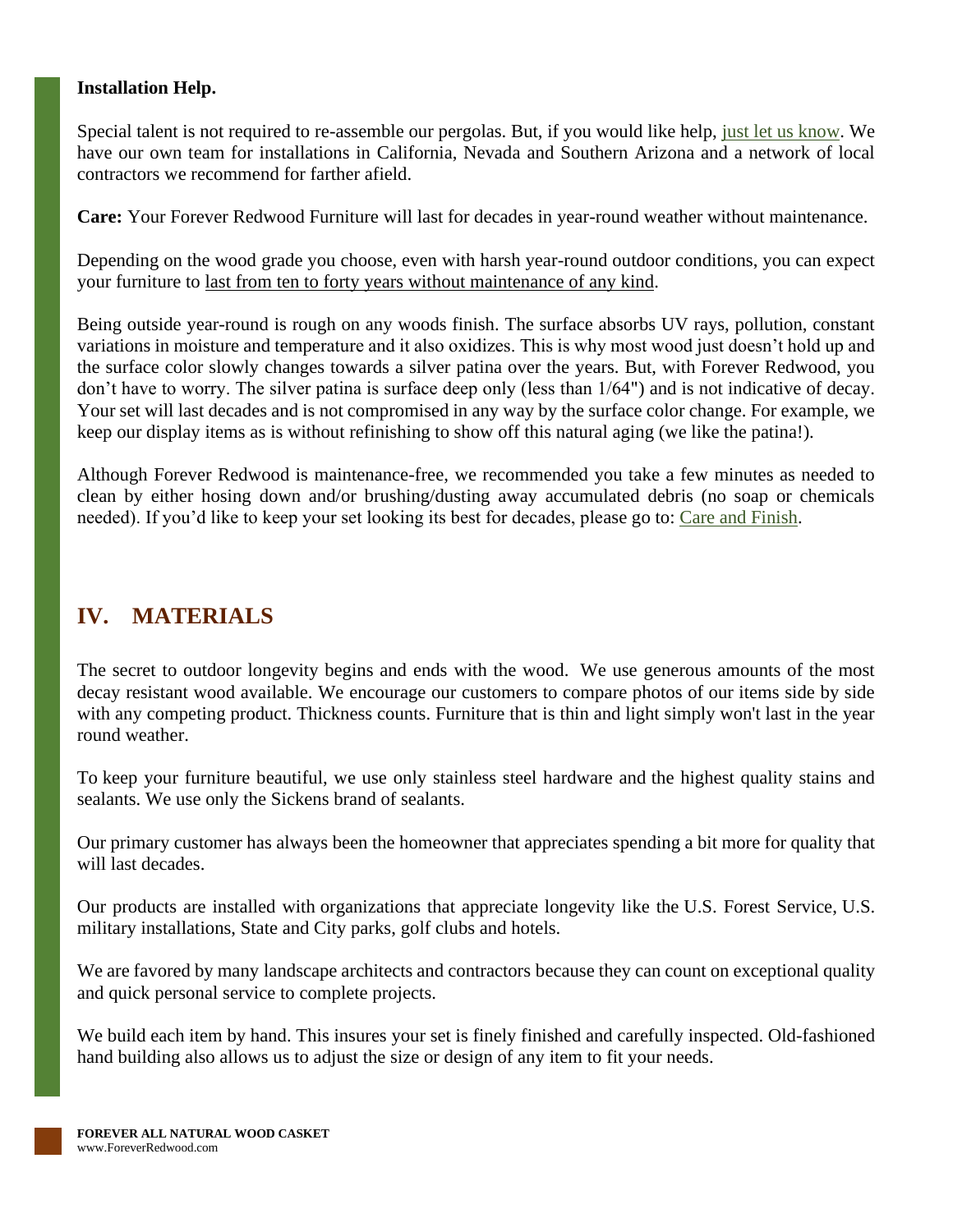**Installation Help.**

Special talent is not required to re-assemble our pergolas. But, if you would like help, just let us know. We have our own team for installations in California, Nevada and Southern Arizona and a network of local contractors we recommend for farther afield.

**Care:** Your Forever Redwood Furniture will last for decades in year-round weather without maintenance.

Depending on the wood grade you choose, even with harsh year-round outdoor conditions, you can expect your furniture to last from ten to forty years without maintenance of any kind.

Being outside year-round is rough on any woods finish. The surface absorbs UV rays, pollution, constant variations in moisture and temperature and it also oxidizes. This is why most wood just doesn't hold up and the surface color slowly changes towards a silver patina over the years. But, with Forever Redwood, you don't have to worry. The silver patina is surface deep only (less than 1/64") and is not indicative of decay. Your set will last decades and is not compromised in any way by the surface color change. For example, we keep our display items as is without refinishing to show off this natural aging (we like the patina!).

Although Forever Redwood is maintenance-free, we recommended you take a few minutes as needed to clean by either hosing down and/or brushing/dusting away accumulated debris (no soap or chemicals needed). If you'd like to keep your set looking its best for decades, please go to: Care and Finish.

## IV. MATERIALS

The secret to outdoor longevity begins and ends with the wood. We use generous amounts of the most decay resistant wood available. We encourage our customers to compare photos of our items side by side with any competing product. Thickness counts. Furniture that is thin and light simply won't last in the year round weather.

To keep your furniture beautiful, we use only stainless steel hardware and the highest quality stains and sealants. We use only the Sickens brand of sealants.

Our primary customer has always been the homeowner that appreciates spending a bit more for quality that will last decades.

Our products are installed with organizations that appreciate longevity like the U.S. Forest Service, U.S. military installations, State and City parks, golf clubs and hotels.

We are favored by many landscape architects and contractors because they can count on exceptional quality and quick personal service to complete projects.

We build each item by hand. This insures your set is finely finished and carefully inspected. Old-fashioned hand building also allows us to adjust the size or design of any item to fit your needs.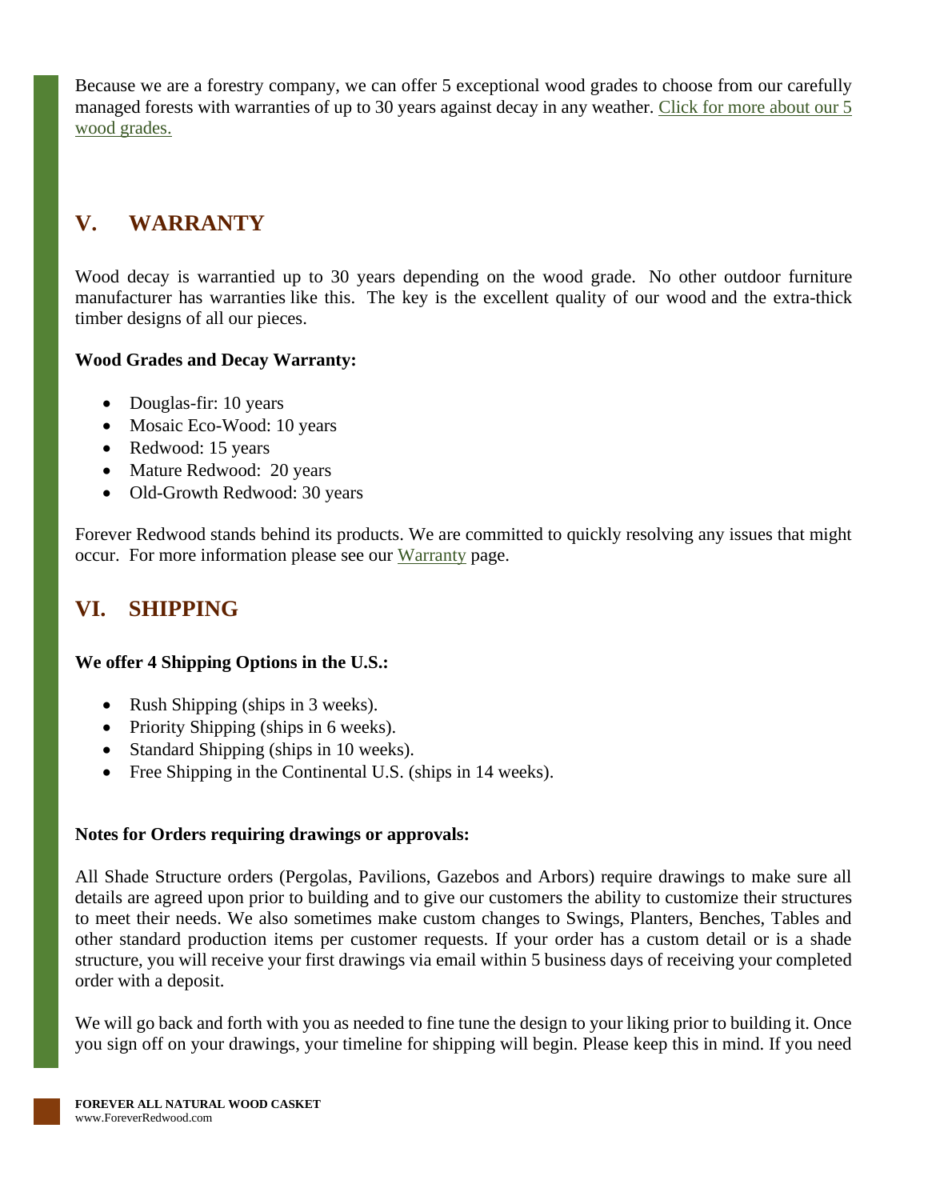Because we are a forestry company, we can offer 5 exceptional wood grades to choose from our carefully managed forests with warranties of up to 30 years against decay in any weather. [Click for more about our 5 wood grades.]

## V. WARRANTY

Wood decay is warrantied up to 30 years depending on the wood grade. No other outdoor furniture manufacturer has warranties like this. The key is the excellent quality of our wood and the extra-thick timber designs of all our pieces.

**Wood Grades and Decay Warranty:**

- Douglas-fir: 10 years
- Mosaic Eco-Wood: 10 years
- Redwood: 15 years
- Mature Redwood: 20 years
- Old-Growth Redwood: 30 years

Forever Redwood stands behind its products. We are committed to quickly resolving any issues that might occur. For more information please see our Warranty page.

## VI. SHIPPING

**We offer 4 Shipping Options in the U.S.:**

- Rush Shipping (ships in 3 weeks).
- Priority Shipping (ships in 6 weeks).
- Standard Shipping (ships in 10 weeks).
- Free Shipping in the Continental U.S. (ships in 14 weeks).

**Notes for Orders requiring drawings or approvals:**

All Shade Structure orders (Pergolas, Pavilions, Gazebos and Arbors) require drawings to make sure all details are agreed upon prior to building and to give our customers the ability to customize their structures to meet their needs. We also sometimes make custom changes to Swings, Planters, Benches, Tables and other standard production items per customer requests. If your order has a custom detail or is a shade structure, you will receive your first drawings via email within 5 business days of receiving your completed order with a deposit.

We will go back and forth with you as needed to fine tune the design to your liking prior to building it. Once you sign off on your drawings, your timeline for shipping will begin. Please keep this in mind. If you need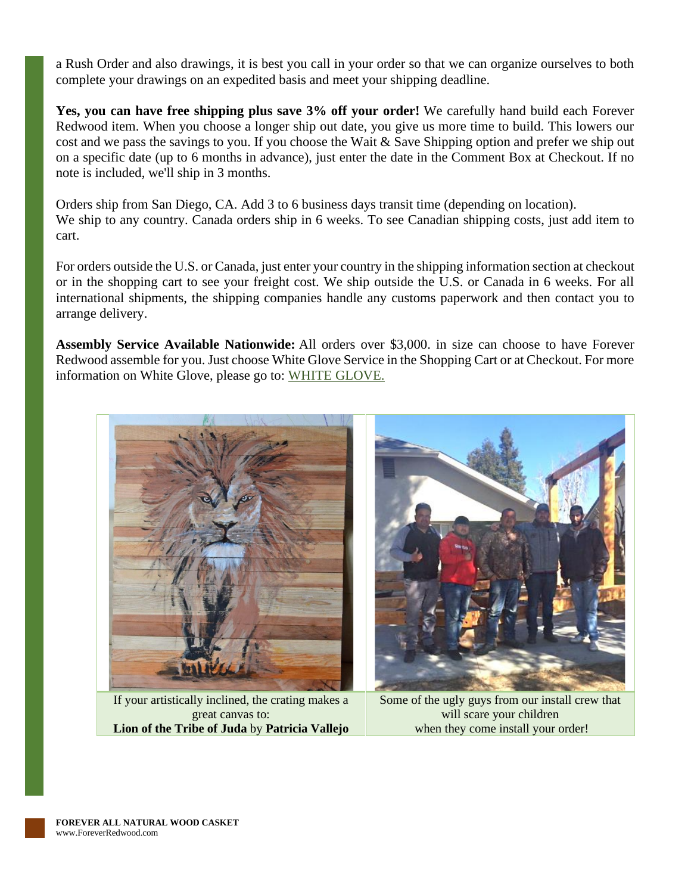a Rush Order and also drawings, it is best you call in your order so that we can organize ourselves to both complete your drawings on an expedited basis and meet your shipping deadline.

**Yes, you can have free shipping plus save 3% off your order!** We carefully hand build each Forever Redwood item. When you choose a longer ship out date, you give us more time to build. This lowers our cost and we pass the savings to you. If you choose the Wait & Save Shipping option and prefer we ship out on a specific date (up to 6 months in advance), just enter the date in the Comment Box at Checkout. If no note is included, we'll ship in 3 months.

Orders ship from San Diego, CA. Add 3 to 6 business days transit time (depending on location).
We ship to any country. Canada orders ship in 6 weeks. To see Canadian shipping costs, just add item to cart.

For orders outside the U.S. or Canada, just enter your country in the shipping information section at checkout or in the shopping cart to see your freight cost. We ship outside the U.S. or Canada in 6 weeks. For all international shipments, the shipping companies handle any customs paperwork and then contact you to arrange delivery.

**Assembly Service Available Nationwide:** All orders over $3,000. in size can choose to have Forever Redwood assemble for you. Just choose White Glove Service in the Shopping Cart or at Checkout. For more information on White Glove, please go to: WHITE GLOVE.

If your artistically inclined, the crating makes a great canvas to:
**Lion of the Tribe of Juda** by **Patricia Vallejo**

Some of the ugly guys from our install crew that will scare your children
when they come install your order!